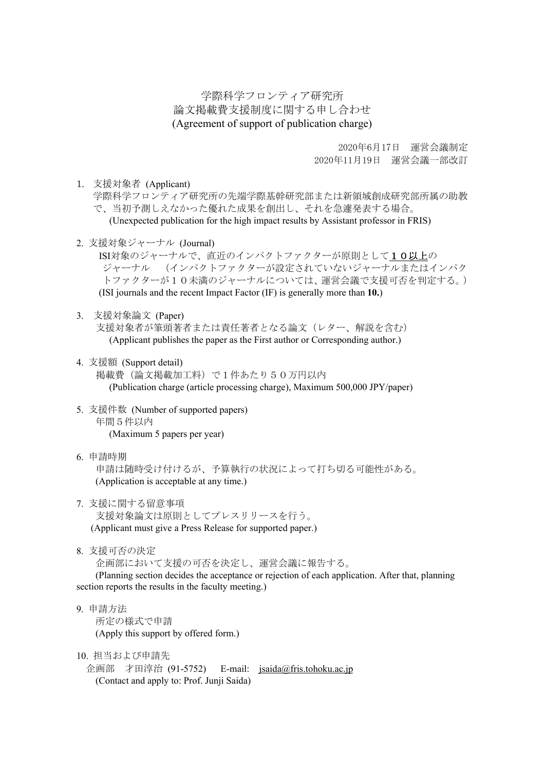# 学際科学フロンティア研究所
# 論文掲載費支援制度に関する申し合わせ
# (Agreement of support of publication charge)

2020年6月17日　運営会議制定
2020年11月19日　運営会議一部改訂

1. 支援対象者 (Applicant)
   学際科学フロンティア研究所の先端学際基幹研究部または新領域創成研究部所属の助教で、当初予測しえなかった優れた成果を創出し、それを急遽発表する場合。
   (Unexpected publication for the high impact results by Assistant professor in FRIS)

2. 支援対象ジャーナル (Journal)
   ISI対象のジャーナルで、直近のインパクトファクターが原則として**１０以上**のジャーナル　（インパクトファクターが設定されていないジャーナルまたはインパクトファクターが１０未満のジャーナルについては、運営会議で支援可否を判定する。）
   (ISI journals and the recent Impact Factor (IF) is generally more than **10.**)

3. 支援対象論文 (Paper)
   支援対象者が筆頭著者または責任著者となる論文（レター、解説を含む）
   (Applicant publishes the paper as the First author or Corresponding author.)

4. 支援額 (Support detail)
   掲載費（論文掲載加工料）で１件あたり５０万円以内
   (Publication charge (article processing charge), Maximum 500,000 JPY/paper)

5. 支援件数 (Number of supported papers)
   年間５件以内
   (Maximum 5 papers per year)

6. 申請時期
   申請は随時受け付けるが、予算執行の状況によって打ち切る可能性がある。
   (Application is acceptable at any time.)

7. 支援に関する留意事項
   支援対象論文は原則としてプレスリリースを行う。
   (Applicant must give a Press Release for supported paper.)

8. 支援可否の決定
   企画部において支援の可否を決定し、運営会議に報告する。
   (Planning section decides the acceptance or rejection of each application. After that, planning section reports the results in the faculty meeting.)

9. 申請方法
   所定の様式で申請
   (Apply this support by offered form.)

10. 担当および申請先
    企画部　才田淳治 (91-5752)　 E-mail: jsaida@fris.tohoku.ac.jp
    (Contact and apply to: Prof. Junji Saida)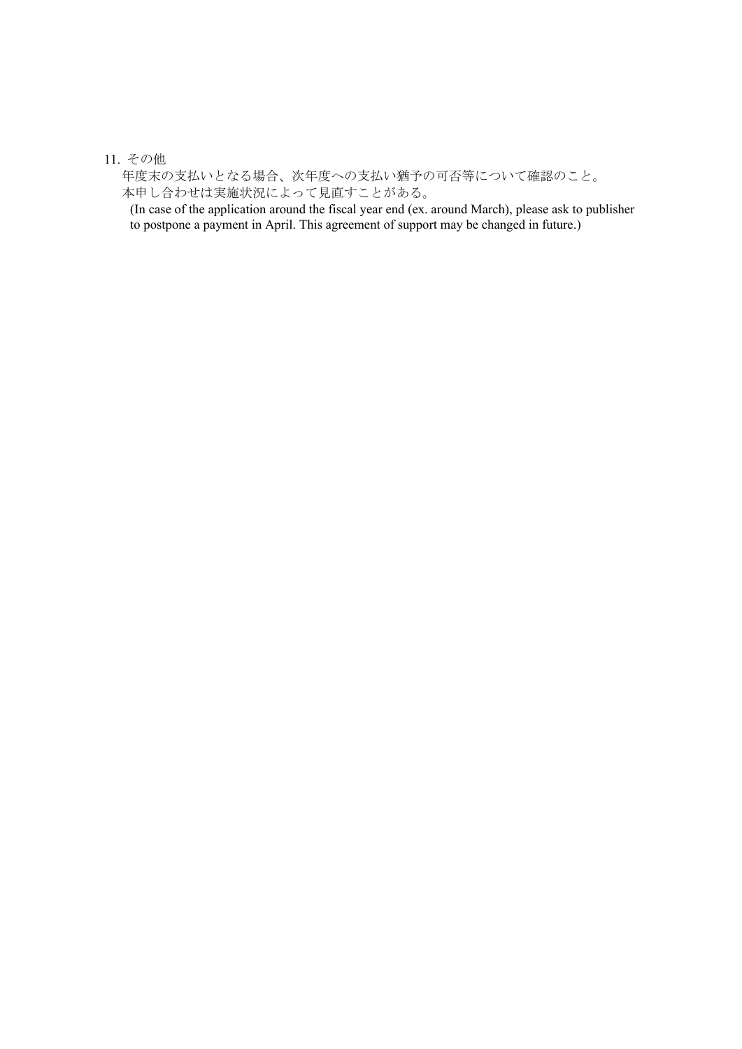11. その他

年度末の支払いとなる場合、次年度への支払い猶予の可否等について確認のこと。
本申し合わせは実施状況によって見直すことがある。

(In case of the application around the fiscal year end (ex. around March), please ask to publisher to postpone a payment in April. This agreement of support may be changed in future.)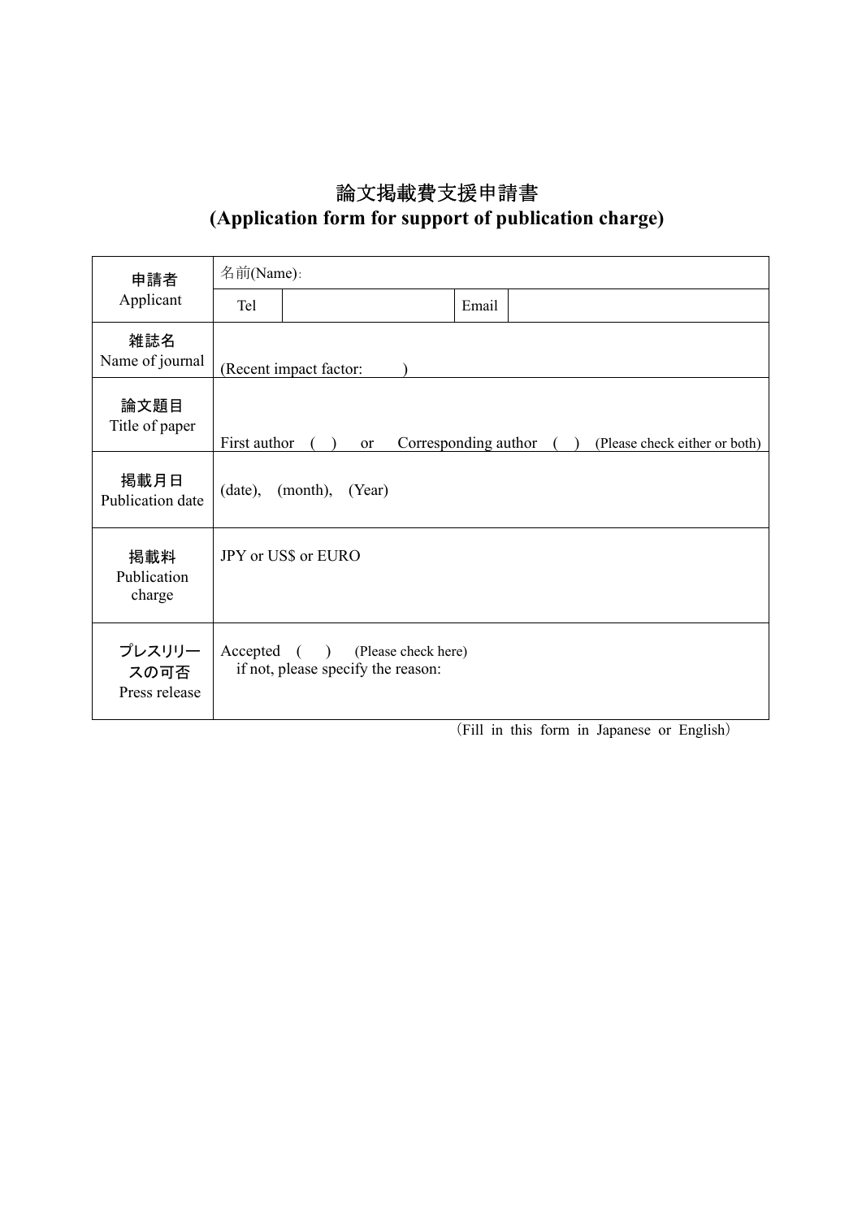# 論文掲載費支援申請書
# (Application form for support of publication charge)

| | | | | |
|---|---|---|---|---|
| 申請者 Applicant | 名前(Name): | | | |
| | Tel | | Email | |
| 雑誌名 Name of journal | (Recent impact factor: ) | | | |
| 論文題目 Title of paper | First author ( ) or Corresponding author ( ) (Please check either or both) | | | |
| 掲載月日 Publication date | (date), (month), (Year) | | | |
| 掲載料 Publication charge | JPY or US$ or EURO | | | |
| プレスリリースの可否 Press release | Accepted ( ) (Please check here)<br>if not, please specify the reason: | | | |

（Fill in this form in Japanese or English）